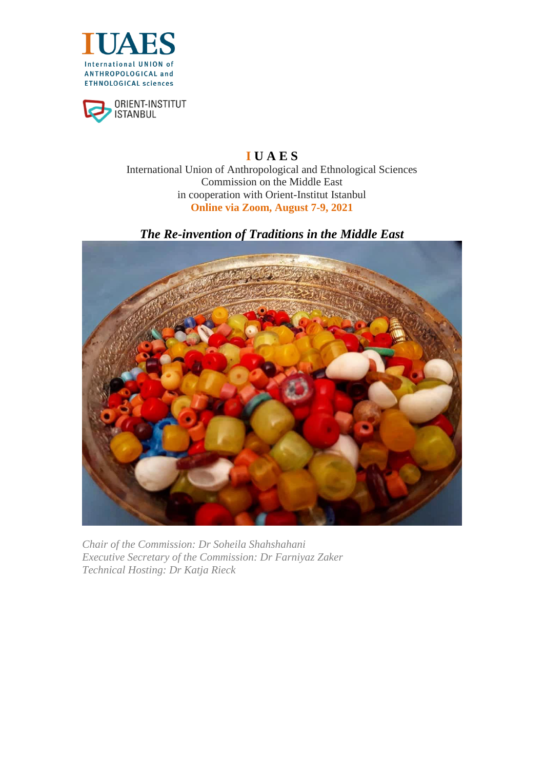IUAES

International UNION of ANTHROPOLOGICAL and ETHNOLOGICAL sciences

ORIENT-INSTITUT ISTANBUL

# IUAES

International Union of Anthropological and Ethnological Sciences
Commission on the Middle East
in cooperation with Orient-Institut Istanbul
**Online via Zoom, August 7-9, 2021**

## *The Re-invention of Traditions in the Middle East*

*Chair of the Commission: Dr Soheila Shahshahani*
*Executive Secretary of the Commission: Dr Farniyaz Zaker*
*Technical Hosting: Dr Katja Rieck*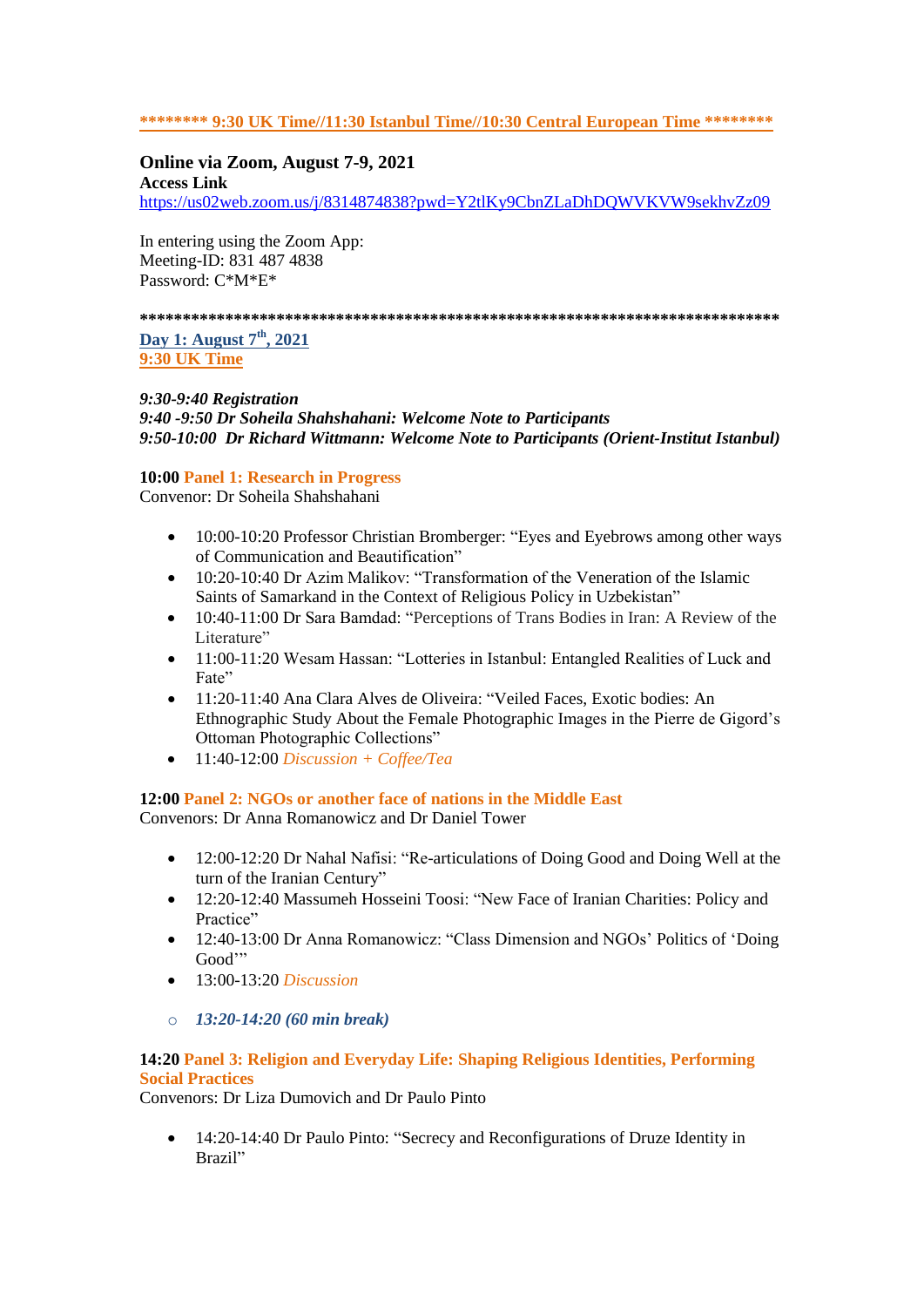**\*\*\*\*\*\*\*\* 9:30 UK Time//11:30 Istanbul Time//10:30 Central European Time \*\*\*\*\*\*\*\***

**Online via Zoom, August 7-9, 2021**
**Access Link**
https://us02web.zoom.us/j/8314874838?pwd=Y2tlKy9CbnZLaDhDQWVKVW9sekhvZz09

In entering using the Zoom App:
Meeting-ID: 831 487 4838
Password: C*M*E*

**\*\*\*\*\*\*\*\*\*\*\*\*\*\*\*\*\*\*\*\*\*\*\*\*\*\*\*\*\*\*\*\*\*\*\*\*\*\*\*\*\*\*\*\*\*\*\*\*\*\*\*\*\*\*\*\*\*\*\*\*\*\*\*\*\*\*\*\*\*\*\*\*\*\*\*\*\*\*\*\***

**Day 1: August 7th, 2021**
**9:30 UK Time**

***9:30-9:40 Registration***
***9:40 -9:50 Dr Soheila Shahshahani: Welcome Note to Participants***
***9:50-10:00 Dr Richard Wittmann: Welcome Note to Participants (Orient-Institut Istanbul)***

**10:00 Panel 1: Research in Progress**
Convenor: Dr Soheila Shahshahani

- 10:00-10:20 Professor Christian Bromberger: "Eyes and Eyebrows among other ways of Communication and Beautification"
- 10:20-10:40 Dr Azim Malikov: "Transformation of the Veneration of the Islamic Saints of Samarkand in the Context of Religious Policy in Uzbekistan"
- 10:40-11:00 Dr Sara Bamdad: "Perceptions of Trans Bodies in Iran: A Review of the Literature"
- 11:00-11:20 Wesam Hassan: "Lotteries in Istanbul: Entangled Realities of Luck and Fate"
- 11:20-11:40 Ana Clara Alves de Oliveira: "Veiled Faces, Exotic bodies: An Ethnographic Study About the Female Photographic Images in the Pierre de Gigord's Ottoman Photographic Collections"
- 11:40-12:00 *Discussion + Coffee/Tea*

**12:00 Panel 2: NGOs or another face of nations in the Middle East**
Convenors: Dr Anna Romanowicz and Dr Daniel Tower

- 12:00-12:20 Dr Nahal Nafisi: "Re-articulations of Doing Good and Doing Well at the turn of the Iranian Century"
- 12:20-12:40 Massumeh Hosseini Toosi: "New Face of Iranian Charities: Policy and Practice"
- 12:40-13:00 Dr Anna Romanowicz: "Class Dimension and NGOs' Politics of 'Doing Good'"
- 13:00-13:20 *Discussion*

  - ***13:20-14:20 (60 min break)***

**14:20 Panel 3: Religion and Everyday Life: Shaping Religious Identities, Performing Social Practices**
Convenors: Dr Liza Dumovich and Dr Paulo Pinto

- 14:20-14:40 Dr Paulo Pinto: "Secrecy and Reconfigurations of Druze Identity in Brazil"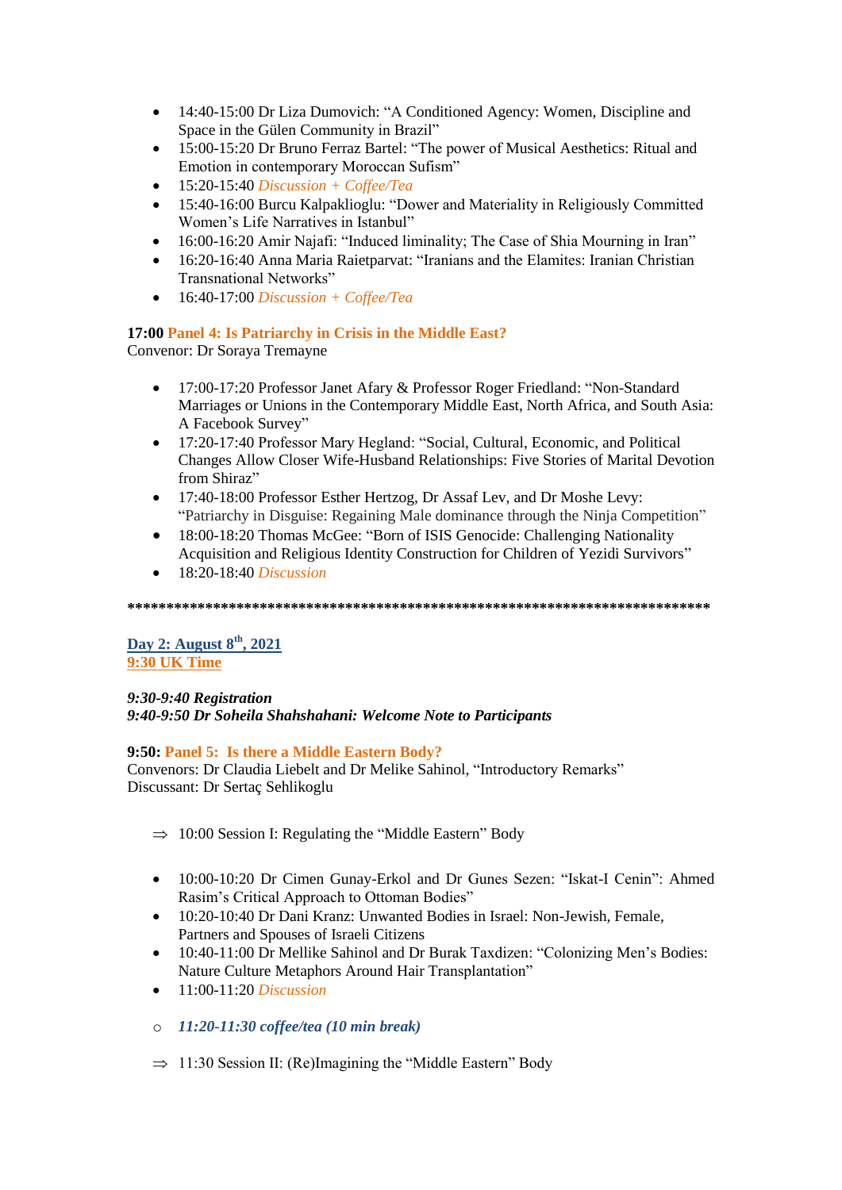- 14:40-15:00 Dr Liza Dumovich: "A Conditioned Agency: Women, Discipline and Space in the Gülen Community in Brazil"
- 15:00-15:20 Dr Bruno Ferraz Bartel: "The power of Musical Aesthetics: Ritual and Emotion in contemporary Moroccan Sufism"
- 15:20-15:40 *Discussion + Coffee/Tea*
- 15:40-16:00 Burcu Kalpaklioglu: "Dower and Materiality in Religiously Committed Women's Life Narratives in Istanbul"
- 16:00-16:20 Amir Najafi: "Induced liminality; The Case of Shia Mourning in Iran"
- 16:20-16:40 Anna Maria Raietparvat: "Iranians and the Elamites: Iranian Christian Transnational Networks"
- 16:40-17:00 *Discussion + Coffee/Tea*

**17:00 Panel 4: Is Patriarchy in Crisis in the Middle East?**
Convenor: Dr Soraya Tremayne

- 17:00-17:20 Professor Janet Afary & Professor Roger Friedland: "Non-Standard Marriages or Unions in the Contemporary Middle East, North Africa, and South Asia: A Facebook Survey"
- 17:20-17:40 Professor Mary Hegland: "Social, Cultural, Economic, and Political Changes Allow Closer Wife-Husband Relationships: Five Stories of Marital Devotion from Shiraz"
- 17:40-18:00 Professor Esther Hertzog, Dr Assaf Lev, and Dr Moshe Levy: "Patriarchy in Disguise: Regaining Male dominance through the Ninja Competition"
- 18:00-18:20 Thomas McGee: "Born of ISIS Genocide: Challenging Nationality Acquisition and Religious Identity Construction for Children of Yezidi Survivors"
- 18:20-18:40 *Discussion*

**\*\*\*\*\*\*\*\*\*\*\*\*\*\*\*\*\*\*\*\*\*\*\*\*\*\*\*\*\*\*\*\*\*\*\*\*\*\*\*\*\*\*\*\*\*\*\*\*\*\*\*\*\*\*\*\*\*\*\*\*\*\*\*\*\*\*\*\*\*\*\*\*\*\*\*\*\*\*\*\***

## Day 2: August 8th, 2021
**9:30 UK Time**

***9:30-9:40 Registration***
***9:40-9:50 Dr Soheila Shahshahani: Welcome Note to Participants***

**9:50: Panel 5: Is there a Middle Eastern Body?**
Convenors: Dr Claudia Liebelt and Dr Melike Sahinol, "Introductory Remarks"
Discussant: Dr Sertaç Sehlikoglu

⇒ 10:00 Session I: Regulating the "Middle Eastern" Body

- 10:00-10:20 Dr Cimen Gunay-Erkol and Dr Gunes Sezen: "Iskat-I Cenin": Ahmed Rasim's Critical Approach to Ottoman Bodies"
- 10:20-10:40 Dr Dani Kranz: Unwanted Bodies in Israel: Non-Jewish, Female, Partners and Spouses of Israeli Citizens
- 10:40-11:00 Dr Mellike Sahinol and Dr Burak Taxdizen: "Colonizing Men's Bodies: Nature Culture Metaphors Around Hair Transplantation"
- 11:00-11:20 *Discussion*

  - ***11:20-11:30 coffee/tea (10 min break)***

⇒ 11:30 Session II: (Re)Imagining the "Middle Eastern" Body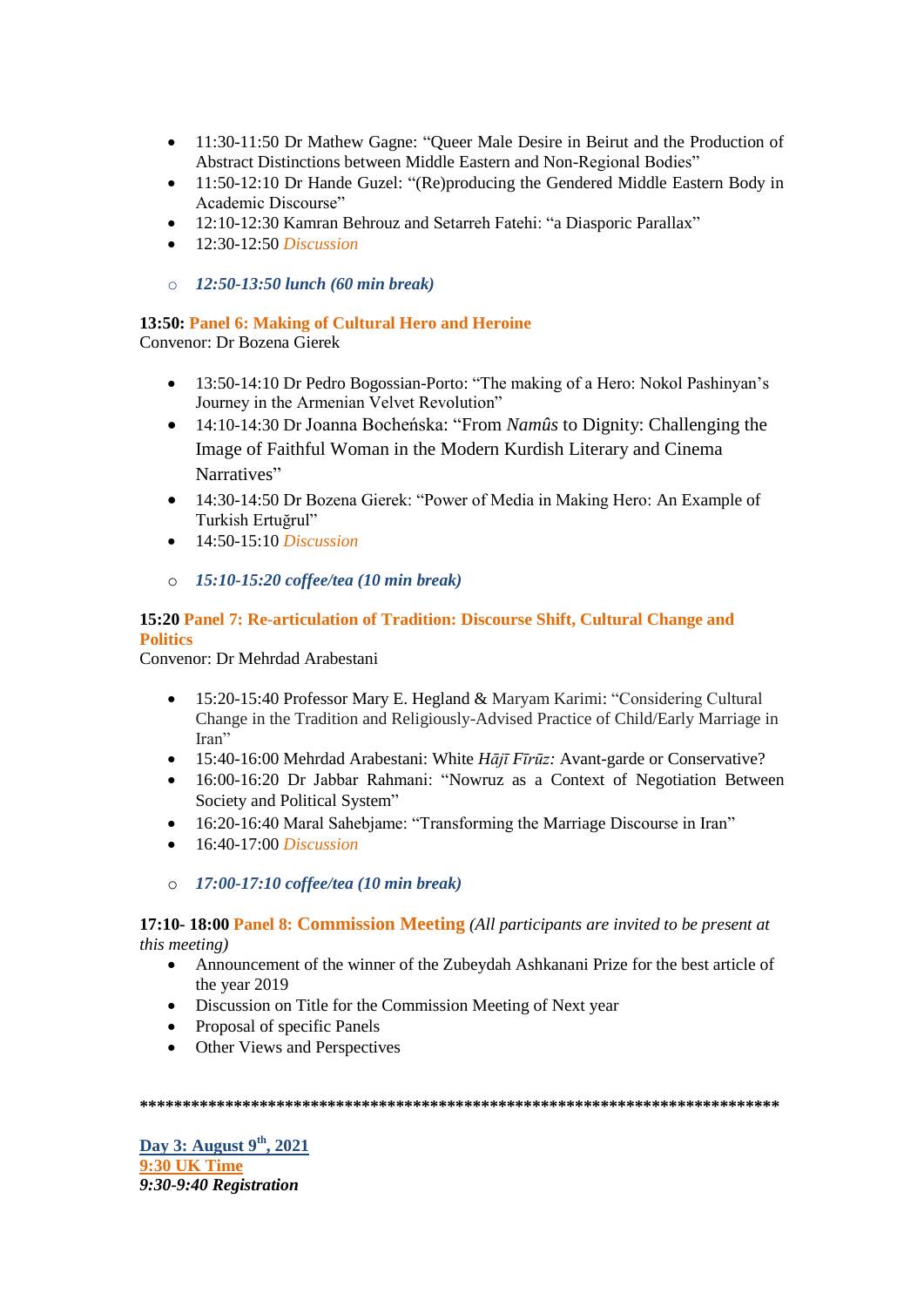- 11:30-11:50 Dr Mathew Gagne: "Queer Male Desire in Beirut and the Production of Abstract Distinctions between Middle Eastern and Non-Regional Bodies"
- 11:50-12:10 Dr Hande Guzel: "(Re)producing the Gendered Middle Eastern Body in Academic Discourse"
- 12:10-12:30 Kamran Behrouz and Setarreh Fatehi: "a Diasporic Parallax"
- 12:30-12:50 *Discussion*

  - ***12:50-13:50 lunch (60 min break)***

**13:50: Panel 6: Making of Cultural Hero and Heroine**
Convenor: Dr Bozena Gierek

- 13:50-14:10 Dr Pedro Bogossian-Porto: "The making of a Hero: Nokol Pashinyan's Journey in the Armenian Velvet Revolution"
- 14:10-14:30 Dr Joanna Bocheńska: "From *Namûs* to Dignity: Challenging the Image of Faithful Woman in the Modern Kurdish Literary and Cinema Narratives"
- 14:30-14:50 Dr Bozena Gierek: "Power of Media in Making Hero: An Example of Turkish Ertuğrul"
- 14:50-15:10 *Discussion*

  - ***15:10-15:20 coffee/tea (10 min break)***

**15:20 Panel 7: Re-articulation of Tradition: Discourse Shift, Cultural Change and Politics**
Convenor: Dr Mehrdad Arabestani

- 15:20-15:40 Professor Mary E. Hegland & Maryam Karimi: "Considering Cultural Change in the Tradition and Religiously-Advised Practice of Child/Early Marriage in Iran"
- 15:40-16:00 Mehrdad Arabestani: White *Hājī Fīrūz:* Avant-garde or Conservative?
- 16:00-16:20 Dr Jabbar Rahmani: "Nowruz as a Context of Negotiation Between Society and Political System"
- 16:20-16:40 Maral Sahebjame: "Transforming the Marriage Discourse in Iran"
- 16:40-17:00 *Discussion*

  - ***17:00-17:10 coffee/tea (10 min break)***

**17:10- 18:00 Panel 8: Commission Meeting** *(All participants are invited to be present at this meeting)*

- Announcement of the winner of the Zubeydah Ashkanani Prize for the best article of the year 2019
- Discussion on Title for the Commission Meeting of Next year
- Proposal of specific Panels
- Other Views and Perspectives

**\*\*\*\*\*\*\*\*\*\*\*\*\*\*\*\*\*\*\*\*\*\*\*\*\*\*\*\*\*\*\*\*\*\*\*\*\*\*\*\*\*\*\*\*\*\*\*\*\*\*\*\*\*\*\*\*\*\*\*\*\*\*\*\*\*\*\*\*\*\*\*\*\*\*\*\*\*\***

**Day 3: August 9th, 2021**
**9:30 UK Time**
***9:30-9:40 Registration***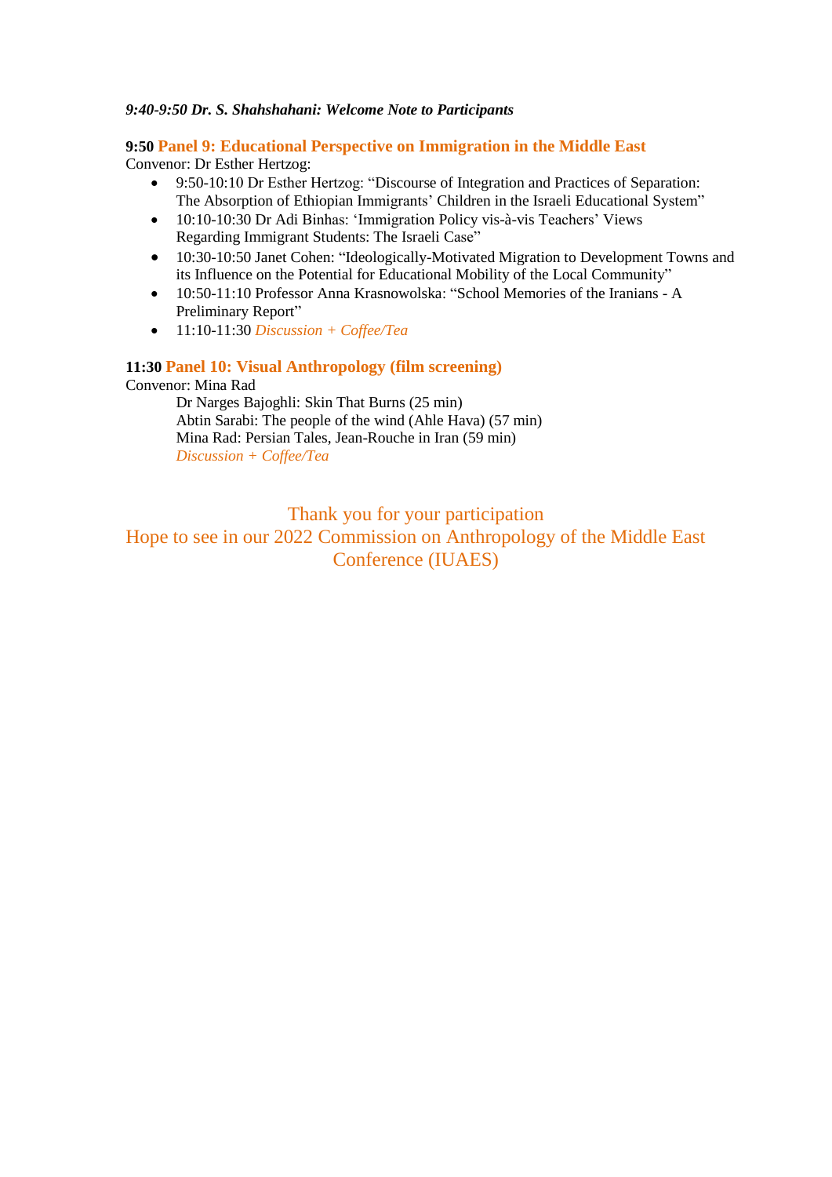***9:40-9:50 Dr. S. Shahshahani: Welcome Note to Participants***

**9:50 Panel 9: Educational Perspective on Immigration in the Middle East**

Convenor: Dr Esther Hertzog:

- 9:50-10:10 Dr Esther Hertzog: "Discourse of Integration and Practices of Separation: The Absorption of Ethiopian Immigrants' Children in the Israeli Educational System"
- 10:10-10:30 Dr Adi Binhas: 'Immigration Policy vis-à-vis Teachers' Views Regarding Immigrant Students: The Israeli Case"
- 10:30-10:50 Janet Cohen: "Ideologically-Motivated Migration to Development Towns and its Influence on the Potential for Educational Mobility of the Local Community"
- 10:50-11:10 Professor Anna Krasnowolska: "School Memories of the Iranians - A Preliminary Report"
- 11:10-11:30 *Discussion + Coffee/Tea*

**11:30 Panel 10: Visual Anthropology (film screening)**

Convenor: Mina Rad

Dr Narges Bajoghli: Skin That Burns (25 min)
Abtin Sarabi: The people of the wind (Ahle Hava) (57 min)
Mina Rad: Persian Tales, Jean-Rouche in Iran (59 min)
*Discussion + Coffee/Tea*

Thank you for your participation
Hope to see in our 2022 Commission on Anthropology of the Middle East Conference (IUAES)